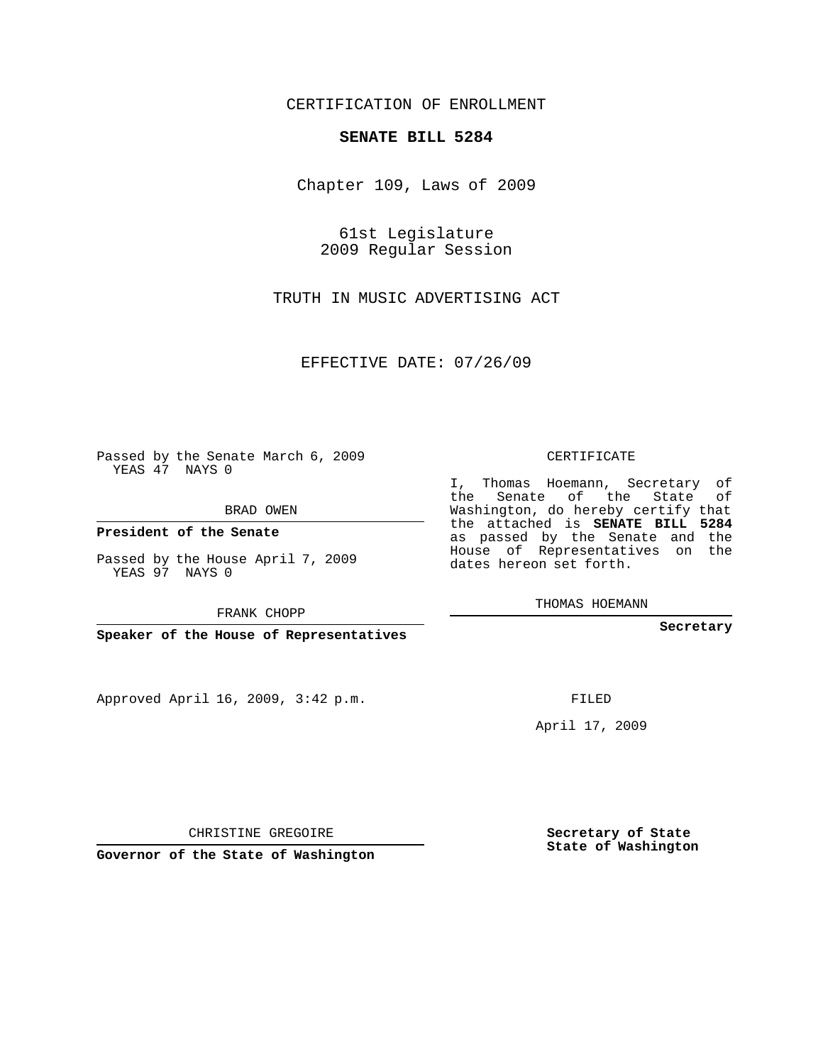CERTIFICATION OF ENROLLMENT

**SENATE BILL 5284**

Chapter 109, Laws of 2009

61st Legislature
2009 Regular Session

TRUTH IN MUSIC ADVERTISING ACT

EFFECTIVE DATE: 07/26/09

Passed by the Senate March 6, 2009
YEAS 47 NAYS 0

BRAD OWEN

**President of the Senate**

Passed by the House April 7, 2009
YEAS 97 NAYS 0

FRANK CHOPP

**Speaker of the House of Representatives**

Approved April 16, 2009, 3:42 p.m.

CHRISTINE GREGOIRE

**Governor of the State of Washington**

CERTIFICATE

I, Thomas Hoemann, Secretary of the Senate of the State of Washington, do hereby certify that the attached is **SENATE BILL 5284** as passed by the Senate and the House of Representatives on the dates hereon set forth.

THOMAS HOEMANN

**Secretary**

FILED

April 17, 2009

**Secretary of State**
**State of Washington**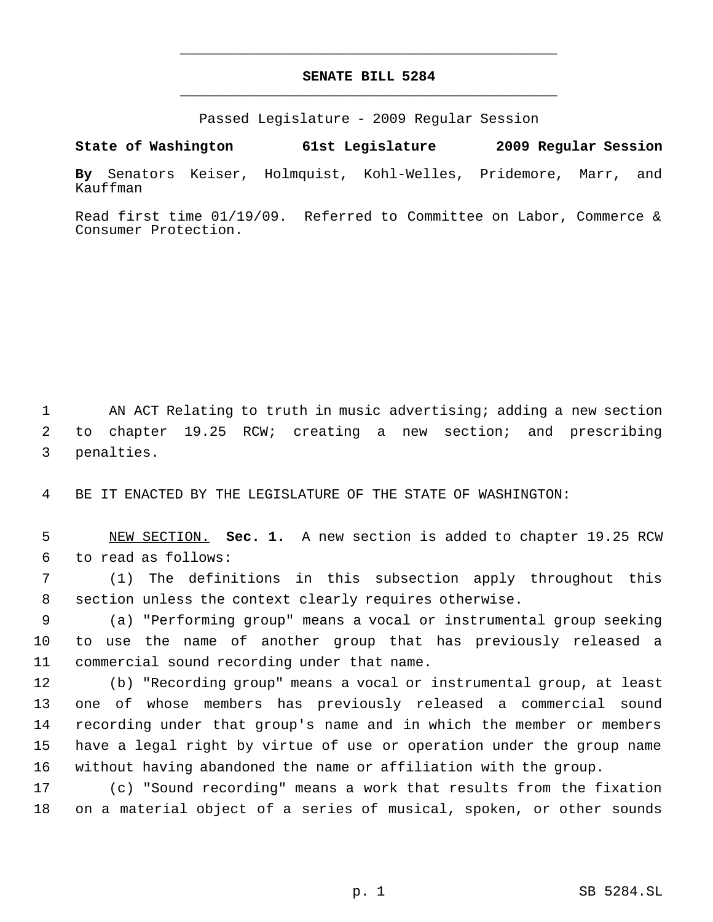# SENATE BILL 5284

Passed Legislature - 2009 Regular Session

**State of Washington 61st Legislature 2009 Regular Session**

**By** Senators Keiser, Holmquist, Kohl-Welles, Pridemore, Marr, and Kauffman

Read first time 01/19/09. Referred to Committee on Labor, Commerce & Consumer Protection.

AN ACT Relating to truth in music advertising; adding a new section to chapter 19.25 RCW; creating a new section; and prescribing penalties.

BE IT ENACTED BY THE LEGISLATURE OF THE STATE OF WASHINGTON:

NEW SECTION. **Sec. 1.** A new section is added to chapter 19.25 RCW to read as follows:

(1) The definitions in this subsection apply throughout this section unless the context clearly requires otherwise.

(a) "Performing group" means a vocal or instrumental group seeking to use the name of another group that has previously released a commercial sound recording under that name.

(b) "Recording group" means a vocal or instrumental group, at least one of whose members has previously released a commercial sound recording under that group's name and in which the member or members have a legal right by virtue of use or operation under the group name without having abandoned the name or affiliation with the group.

(c) "Sound recording" means a work that results from the fixation on a material object of a series of musical, spoken, or other sounds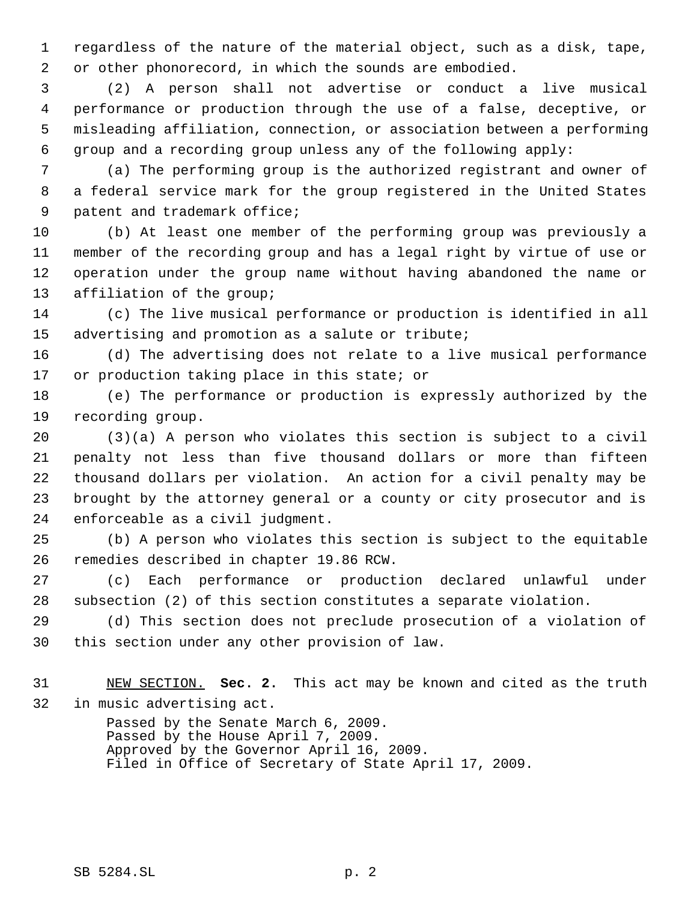regardless of the nature of the material object, such as a disk, tape, or other phonorecord, in which the sounds are embodied.

(2) A person shall not advertise or conduct a live musical performance or production through the use of a false, deceptive, or misleading affiliation, connection, or association between a performing group and a recording group unless any of the following apply:

(a) The performing group is the authorized registrant and owner of a federal service mark for the group registered in the United States patent and trademark office;

(b) At least one member of the performing group was previously a member of the recording group and has a legal right by virtue of use or operation under the group name without having abandoned the name or affiliation of the group;

(c) The live musical performance or production is identified in all advertising and promotion as a salute or tribute;

(d) The advertising does not relate to a live musical performance or production taking place in this state; or

(e) The performance or production is expressly authorized by the recording group.

(3)(a) A person who violates this section is subject to a civil penalty not less than five thousand dollars or more than fifteen thousand dollars per violation. An action for a civil penalty may be brought by the attorney general or a county or city prosecutor and is enforceable as a civil judgment.

(b) A person who violates this section is subject to the equitable remedies described in chapter 19.86 RCW.

(c) Each performance or production declared unlawful under subsection (2) of this section constitutes a separate violation.

(d) This section does not preclude prosecution of a violation of this section under any other provision of law.

NEW SECTION. **Sec. 2.** This act may be known and cited as the truth in music advertising act.

Passed by the Senate March 6, 2009.
Passed by the House April 7, 2009.
Approved by the Governor April 16, 2009.
Filed in Office of Secretary of State April 17, 2009.